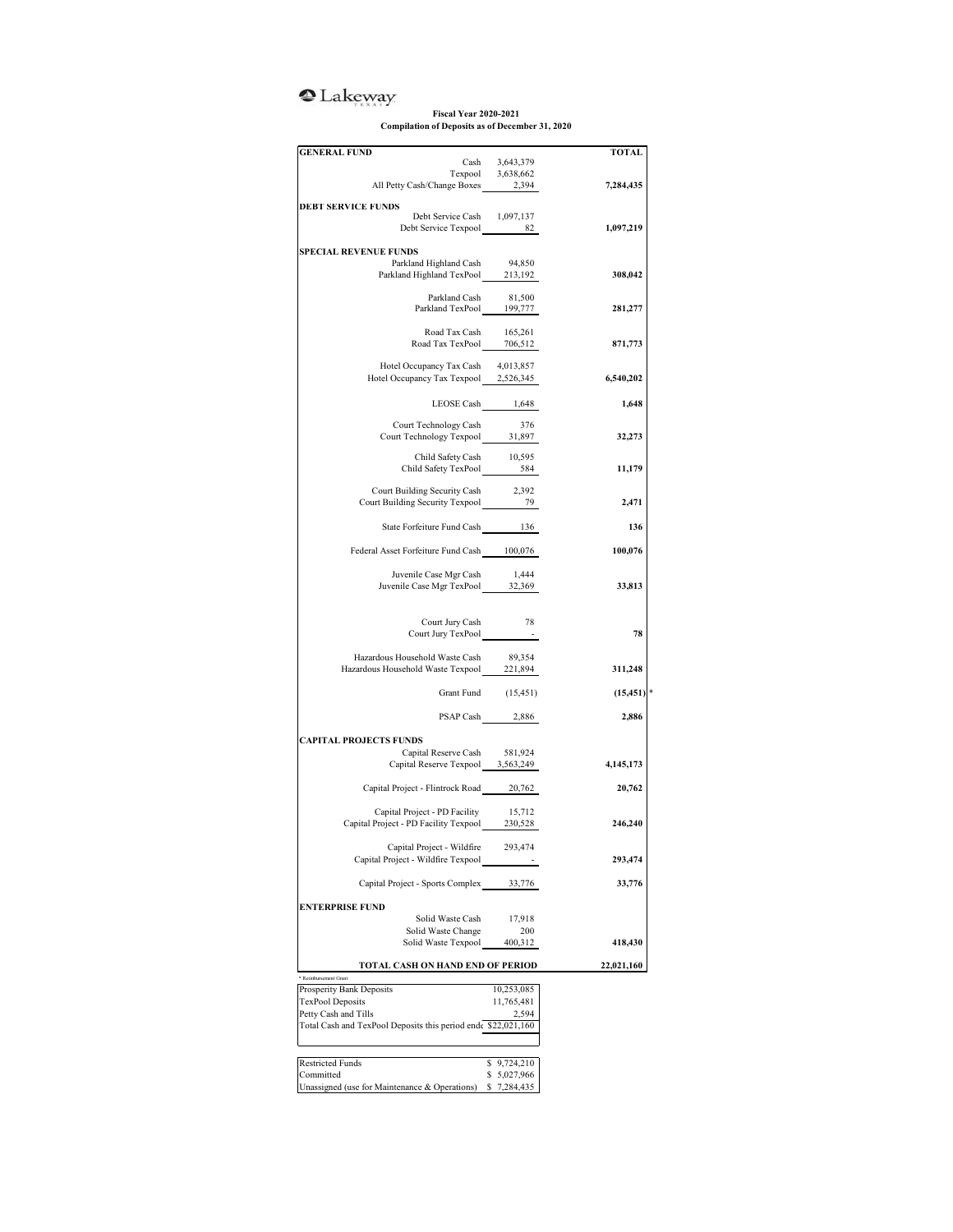Lakeway

**Fiscal Year 2020-2021**
**Compilation of Deposits as of December 31, 2020**

| GENERAL FUND | | TOTAL |
|---|---|---|
| Cash | 3,643,379 | |
| Texpool | 3,638,662 | |
| All Petty Cash/Change Boxes | 2,394 | **7,284,435** |
| **DEBT SERVICE FUNDS** | | |
| Debt Service Cash | 1,097,137 | |
| Debt Service Texpool | 82 | **1,097,219** |
| **SPECIAL REVENUE FUNDS** | | |
| Parkland Highland Cash | 94,850 | |
| Parkland Highland TexPool | 213,192 | **308,042** |
| Parkland Cash | 81,500 | |
| Parkland TexPool | 199,777 | **281,277** |
| Road Tax Cash | 165,261 | |
| Road Tax TexPool | 706,512 | **871,773** |
| Hotel Occupancy Tax Cash | 4,013,857 | |
| Hotel Occupancy Tax Texpool | 2,526,345 | **6,540,202** |
| LEOSE Cash | 1,648 | **1,648** |
| Court Technology Cash | 376 | |
| Court Technology Texpool | 31,897 | **32,273** |
| Child Safety Cash | 10,595 | |
| Child Safety TexPool | 584 | **11,179** |
| Court Building Security Cash | 2,392 | |
| Court Building Security Texpool | 79 | **2,471** |
| State Forfeiture Fund Cash | 136 | **136** |
| Federal Asset Forfeiture Fund Cash | 100,076 | **100,076** |
| Juvenile Case Mgr Cash | 1,444 | |
| Juvenile Case Mgr TexPool | 32,369 | **33,813** |
| Court Jury Cash | 78 | |
| Court Jury TexPool | - | **78** |
| Hazardous Household Waste Cash | 89,354 | |
| Hazardous Household Waste Texpool | 221,894 | **311,248** |
| Grant Fund | (15,451) | **(15,451)** * |
| PSAP Cash | 2,886 | **2,886** |
| **CAPITAL PROJECTS FUNDS** | | |
| Capital Reserve Cash | 581,924 | |
| Capital Reserve Texpool | 3,563,249 | **4,145,173** |
| Capital Project - Flintrock Road | 20,762 | **20,762** |
| Capital Project - PD Facility | 15,712 | |
| Capital Project - PD Facility Texpool | 230,528 | **246,240** |
| Capital Project - Wildfire | 293,474 | |
| Capital Project - Wildfire Texpool | - | **293,474** |
| Capital Project - Sports Complex | 33,776 | **33,776** |
| **ENTERPRISE FUND** | | |
| Solid Waste Cash | 17,918 | |
| Solid Waste Change | 200 | |
| Solid Waste Texpool | 400,312 | **418,430** |
| **TOTAL CASH ON HAND END OF PERIOD** | | **22,021,160** |

* Reimbursement Grant

| | |
|---|---|
| Prosperity Bank Deposits | 10,253,085 |
| TexPool Deposits | 11,765,481 |
| Petty Cash and Tills | 2,594 |
| Total Cash and TexPool Deposits this period end | $22,021,160 |

| | |
|---|---|
| Restricted Funds | $ 9,724,210 |
| Committed | $ 5,027,966 |
| Unassigned (use for Maintenance & Operations) | $ 7,284,435 |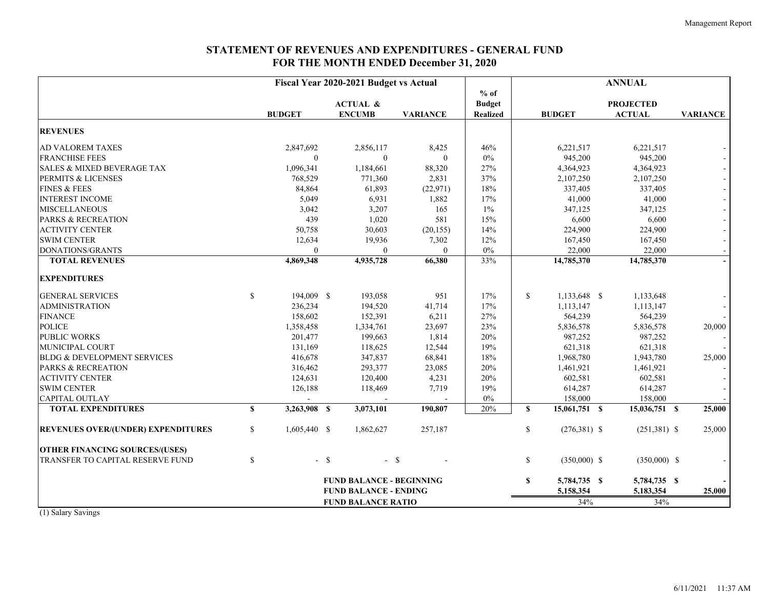## STATEMENT OF REVENUES AND EXPENDITURES - GENERAL FUND
## FOR THE MONTH ENDED December 31, 2020

| | Fiscal Year 2020-2021 Budget vs Actual | | | % of | ANNUAL | | |
|---|---|---|---|---|---|---|---|
| | **BUDGET** | **ACTUAL & ENCUMB** | **VARIANCE** | **Budget Realized** | **BUDGET** | **PROJECTED ACTUAL** | **VARIANCE** |
| **REVENUES** | | | | | | | |
| AD VALOREM TAXES | 2,847,692 | 2,856,117 | 8,425 | 46% | 6,221,517 | 6,221,517 | - |
| FRANCHISE FEES | 0 | 0 | 0 | 0% | 945,200 | 945,200 | - |
| SALES & MIXED BEVERAGE TAX | 1,096,341 | 1,184,661 | 88,320 | 27% | 4,364,923 | 4,364,923 | - |
| PERMITS & LICENSES | 768,529 | 771,360 | 2,831 | 37% | 2,107,250 | 2,107,250 | - |
| FINES & FEES | 84,864 | 61,893 | (22,971) | 18% | 337,405 | 337,405 | - |
| INTEREST INCOME | 5,049 | 6,931 | 1,882 | 17% | 41,000 | 41,000 | - |
| MISCELLANEOUS | 3,042 | 3,207 | 165 | 1% | 347,125 | 347,125 | - |
| PARKS & RECREATION | 439 | 1,020 | 581 | 15% | 6,600 | 6,600 | - |
| ACTIVITY CENTER | 50,758 | 30,603 | (20,155) | 14% | 224,900 | 224,900 | - |
| SWIM CENTER | 12,634 | 19,936 | 7,302 | 12% | 167,450 | 167,450 | - |
| DONATIONS/GRANTS | 0 | 0 | 0 | 0% | 22,000 | 22,000 | - |
| **TOTAL REVENUES** | **4,869,348** | **4,935,728** | **66,380** | 33% | **14,785,370** | **14,785,370** | **-** |
| **EXPENDITURES** | | | | | | | |
| GENERAL SERVICES | $ 194,009 | $ 193,058 | 951 | 17% | $ 1,133,648 | $ 1,133,648 | - |
| ADMINISTRATION | 236,234 | 194,520 | 41,714 | 17% | 1,113,147 | 1,113,147 | - |
| FINANCE | 158,602 | 152,391 | 6,211 | 27% | 564,239 | 564,239 | - |
| POLICE | 1,358,458 | 1,334,761 | 23,697 | 23% | 5,836,578 | 5,836,578 | 20,000 |
| PUBLIC WORKS | 201,477 | 199,663 | 1,814 | 20% | 987,252 | 987,252 | - |
| MUNICIPAL COURT | 131,169 | 118,625 | 12,544 | 19% | 621,318 | 621,318 | - |
| BLDG & DEVELOPMENT SERVICES | 416,678 | 347,837 | 68,841 | 18% | 1,968,780 | 1,943,780 | 25,000 |
| PARKS & RECREATION | 316,462 | 293,377 | 23,085 | 20% | 1,461,921 | 1,461,921 | - |
| ACTIVITY CENTER | 124,631 | 120,400 | 4,231 | 20% | 602,581 | 602,581 | - |
| SWIM CENTER | 126,188 | 118,469 | 7,719 | 19% | 614,287 | 614,287 | - |
| CAPITAL OUTLAY | - | - | - | 0% | 158,000 | 158,000 | - |
| **TOTAL EXPENDITURES** | **$ 3,263,908** | **$ 3,073,101** | **190,807** | 20% | **$ 15,061,751** | **$ 15,036,751** | **$ 25,000** |
| **REVENUES OVER/(UNDER) EXPENDITURES** | $ 1,605,440 | $ 1,862,627 | 257,187 | | $ (276,381) | $ (251,381) | $ 25,000 |
| **OTHER FINANCING SOURCES/(USES)** | | | | | | | |
| TRANSFER TO CAPITAL RESERVE FUND | $ - | $ - | $ - | | $ (350,000) | $ (350,000) | $ - |
| | | **FUND BALANCE - BEGINNING** | | | **$ 5,784,735** | **$ 5,784,735** | **$ -** |
| | | **FUND BALANCE - ENDING** | | | **5,158,354** | **5,183,354** | **25,000** |
| | | **FUND BALANCE RATIO** | | | 34% | 34% | |

(1) Salary Savings